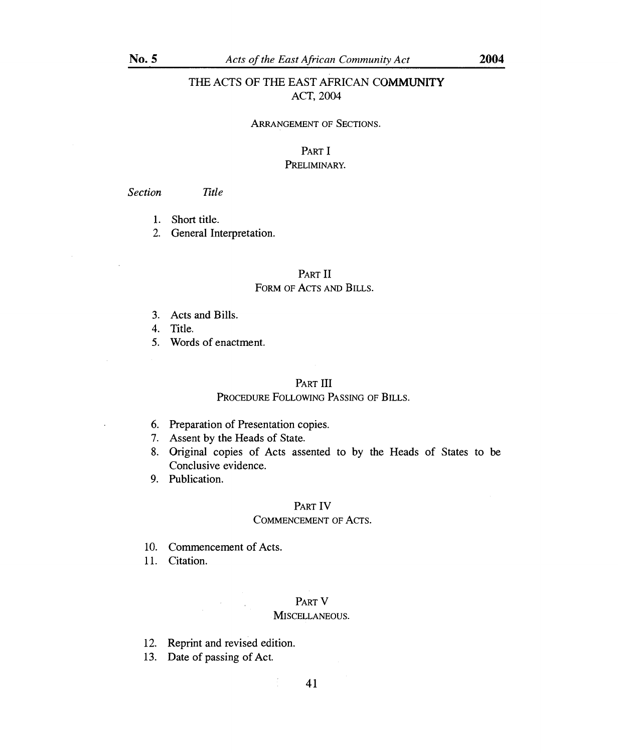# THE ACTS OF THE EAST AFRICAN COMMUNITY ACT, 2004

ARRANGEMENT OF SECTIONS.

## PART I
### PRELIMINARY.

*Section* *Title*

1. Short title.
2. General Interpretation.

## PART II
### FORM OF ACTS AND BILLS.

3. Acts and Bills.
4. Title.
5. Words of enactment.

## PART III
### PROCEDURE FOLLOWING PASSING OF BILLS.

6. Preparation of Presentation copies.
7. Assent by the Heads of State.
8. Original copies of Acts assented to by the Heads of States to be Conclusive evidence.
9. Publication.

## PART IV
### COMMENCEMENT OF ACTS.

10. Commencement of Acts.
11. Citation.

## PART V
### MISCELLANEOUS.

12. Reprint and revised edition.
13. Date of passing of Act.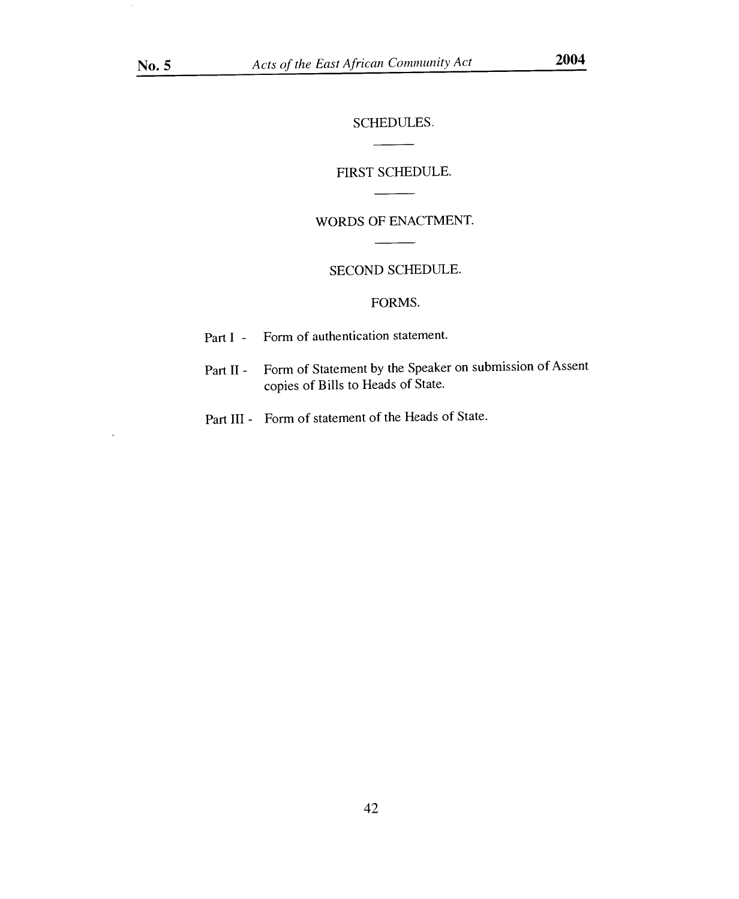# SCHEDULES.

## FIRST SCHEDULE.

### WORDS OF ENACTMENT.

## SECOND SCHEDULE.

### FORMS.

Part I - Form of authentication statement.

Part II - Form of Statement by the Speaker on submission of Assent copies of Bills to Heads of State.

Part III - Form of statement of the Heads of State.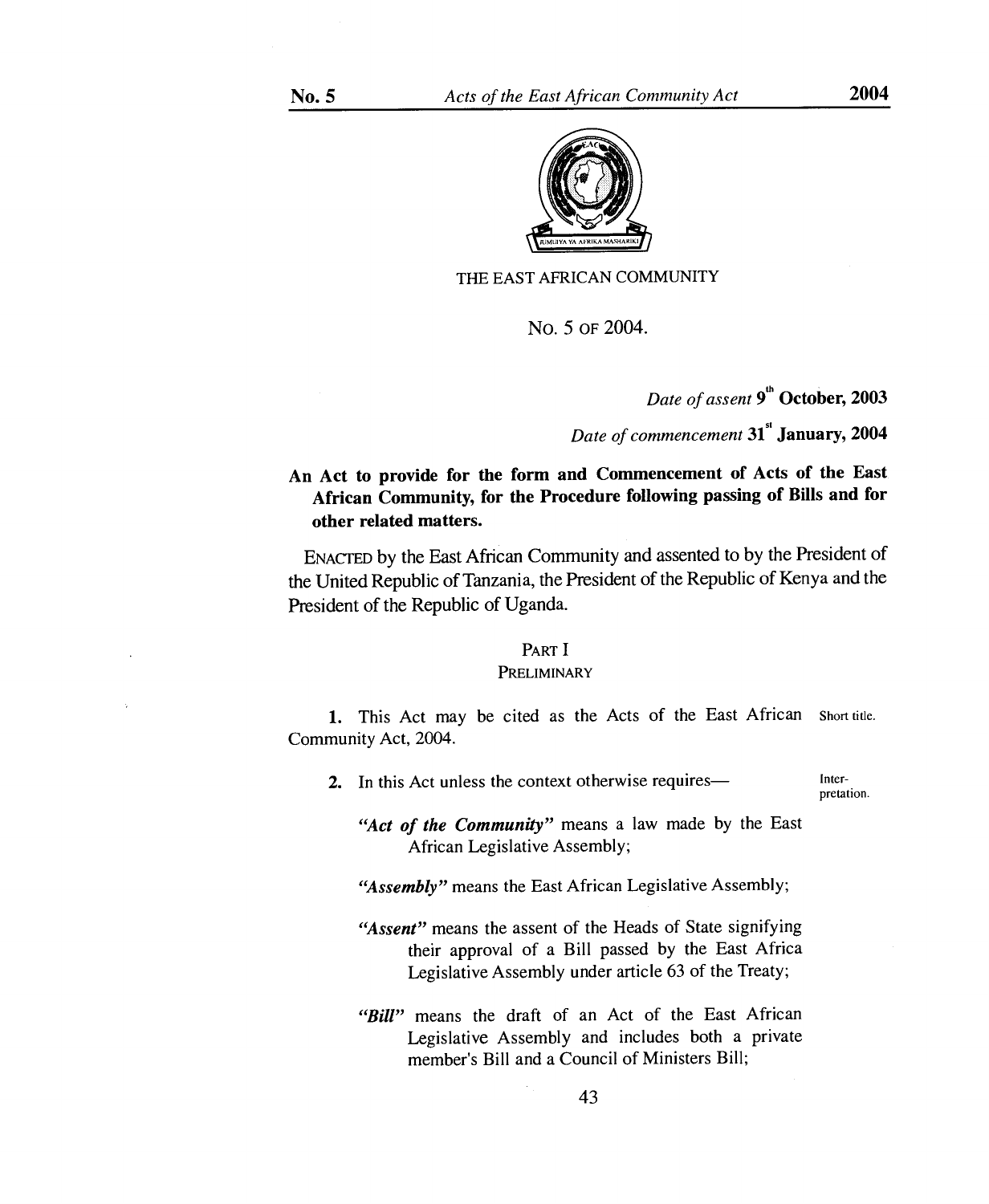THE EAST AFRICAN COMMUNITY

No. 5 of 2004.

*Date of assent* **9th October, 2003**

*Date of commencement* **31st January, 2004**

**An Act to provide for the form and Commencement of Acts of the East African Community, for the Procedure following passing of Bills and for other related matters.**

ENACTED by the East African Community and assented to by the President of the United Republic of Tanzania, the President of the Republic of Kenya and the President of the Republic of Uganda.

## PART I
## PRELIMINARY

Short title.

**1.** This Act may be cited as the Acts of the East African Community Act, 2004.

Interpretation.

**2.** In this Act unless the context otherwise requires—

***"Act of the Community"*** means a law made by the East African Legislative Assembly;

***"Assembly"*** means the East African Legislative Assembly;

***"Assent"*** means the assent of the Heads of State signifying their approval of a Bill passed by the East Africa Legislative Assembly under article 63 of the Treaty;

***"Bill"*** means the draft of an Act of the East African Legislative Assembly and includes both a private member's Bill and a Council of Ministers Bill;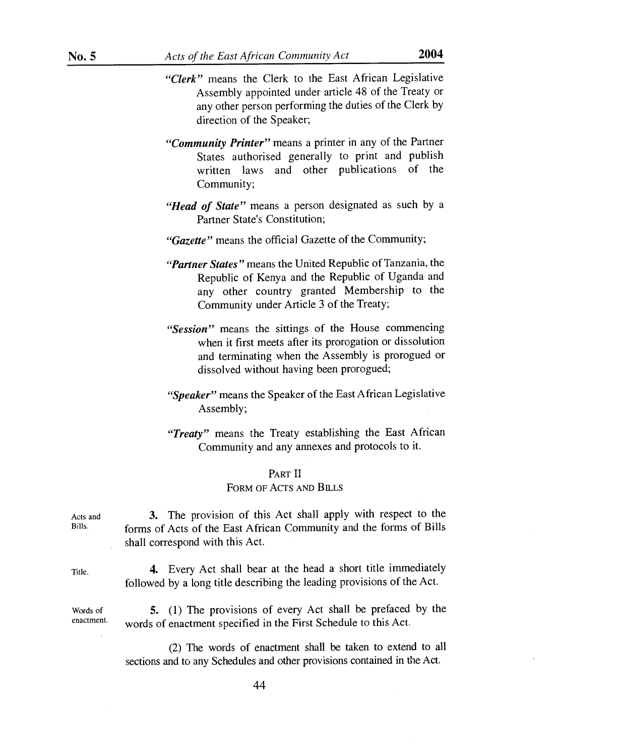*"Clerk"* means the Clerk to the East African Legislative Assembly appointed under article 48 of the Treaty or any other person performing the duties of the Clerk by direction of the Speaker;

*"Community Printer"* means a printer in any of the Partner States authorised generally to print and publish written laws and other publications of the Community;

*"Head of State"* means a person designated as such by a Partner State's Constitution;

*"Gazette"* means the official Gazette of the Community;

*"Partner States"* means the United Republic of Tanzania, the Republic of Kenya and the Republic of Uganda and any other country granted Membership to the Community under Article 3 of the Treaty;

*"Session"* means the sittings of the House commencing when it first meets after its prorogation or dissolution and terminating when the Assembly is prorogued or dissolved without having been prorogued;

*"Speaker"* means the Speaker of the East African Legislative Assembly;

*"Treaty"* means the Treaty establishing the East African Community and any annexes and protocols to it.

## PART II
## FORM OF ACTS AND BILLS

Acts and Bills.

**3.** The provision of this Act shall apply with respect to the forms of Acts of the East African Community and the forms of Bills shall correspond with this Act.

Title.

**4.** Every Act shall bear at the head a short title immediately followed by a long title describing the leading provisions of the Act.

Words of enactment.

**5.** (1) The provisions of every Act shall be prefaced by the words of enactment specified in the First Schedule to this Act.

(2) The words of enactment shall be taken to extend to all sections and to any Schedules and other provisions contained in the Act.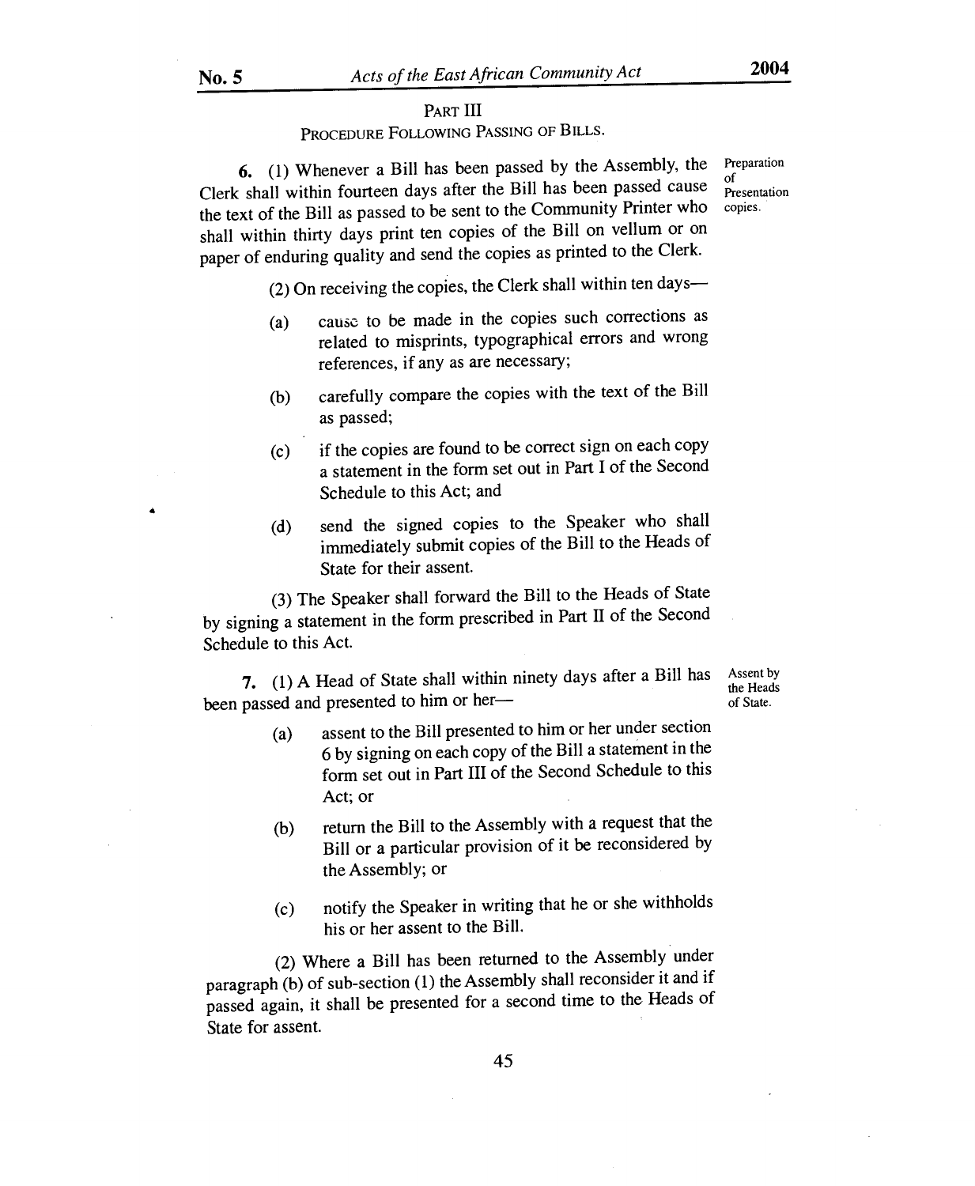## PART III

### PROCEDURE FOLLOWING PASSING OF BILLS.

*Preparation of Presentation copies.*

**6.** (1) Whenever a Bill has been passed by the Assembly, the Clerk shall within fourteen days after the Bill has been passed cause the text of the Bill as passed to be sent to the Community Printer who shall within thirty days print ten copies of the Bill on vellum or on paper of enduring quality and send the copies as printed to the Clerk.

(2) On receiving the copies, the Clerk shall within ten days—

(a) cause to be made in the copies such corrections as related to misprints, typographical errors and wrong references, if any as are necessary;

(b) carefully compare the copies with the text of the Bill as passed;

(c) if the copies are found to be correct sign on each copy a statement in the form set out in Part I of the Second Schedule to this Act; and

(d) send the signed copies to the Speaker who shall immediately submit copies of the Bill to the Heads of State for their assent.

(3) The Speaker shall forward the Bill to the Heads of State by signing a statement in the form prescribed in Part II of the Second Schedule to this Act.

*Assent by the Heads of State.*

**7.** (1) A Head of State shall within ninety days after a Bill has been passed and presented to him or her—

(a) assent to the Bill presented to him or her under section 6 by signing on each copy of the Bill a statement in the form set out in Part III of the Second Schedule to this Act; or

(b) return the Bill to the Assembly with a request that the Bill or a particular provision of it be reconsidered by the Assembly; or

(c) notify the Speaker in writing that he or she withholds his or her assent to the Bill.

(2) Where a Bill has been returned to the Assembly under paragraph (b) of sub-section (1) the Assembly shall reconsider it and if passed again, it shall be presented for a second time to the Heads of State for assent.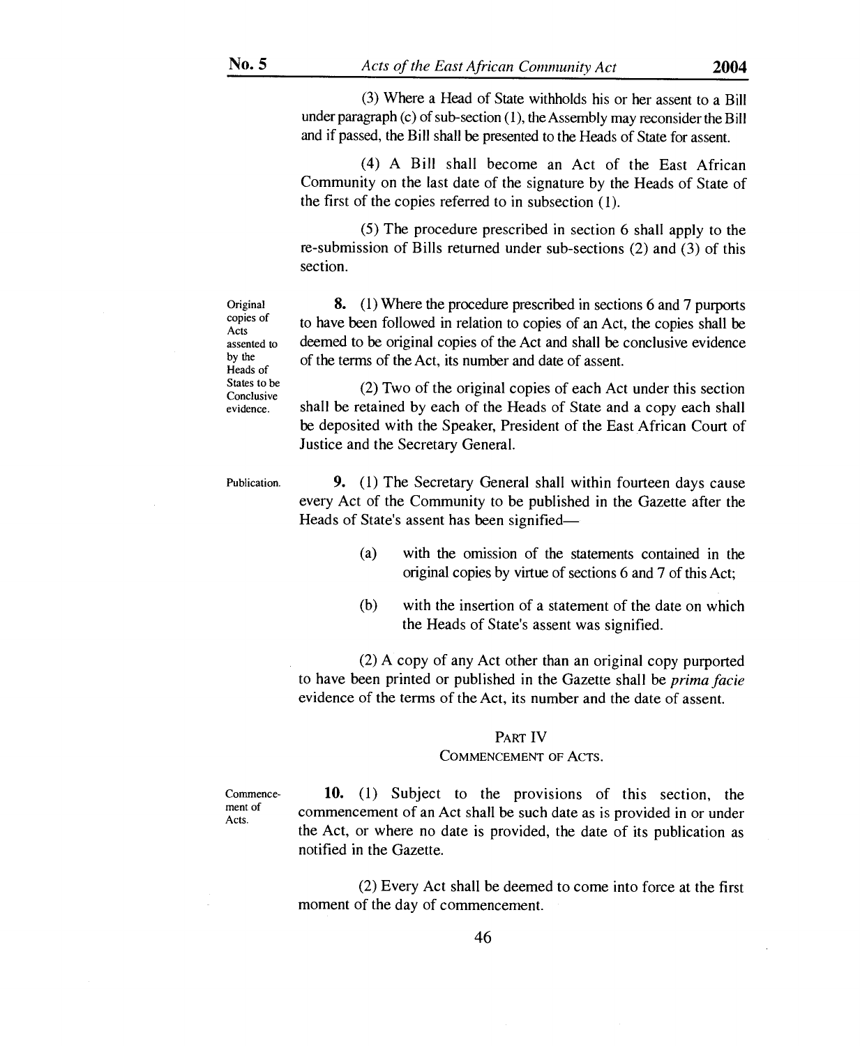(3) Where a Head of State withholds his or her assent to a Bill under paragraph (c) of sub-section (1), the Assembly may reconsider the Bill and if passed, the Bill shall be presented to the Heads of State for assent.

(4) A Bill shall become an Act of the East African Community on the last date of the signature by the Heads of State of the first of the copies referred to in subsection (1).

(5) The procedure prescribed in section 6 shall apply to the re-submission of Bills returned under sub-sections (2) and (3) of this section.

*Original copies of Acts assented to by the Heads of States to be Conclusive evidence.*

**8.** (1) Where the procedure prescribed in sections 6 and 7 purports to have been followed in relation to copies of an Act, the copies shall be deemed to be original copies of the Act and shall be conclusive evidence of the terms of the Act, its number and date of assent.

(2) Two of the original copies of each Act under this section shall be retained by each of the Heads of State and a copy each shall be deposited with the Speaker, President of the East African Court of Justice and the Secretary General.

*Publication.*

**9.** (1) The Secretary General shall within fourteen days cause every Act of the Community to be published in the Gazette after the Heads of State's assent has been signified—

(a) with the omission of the statements contained in the original copies by virtue of sections 6 and 7 of this Act;

(b) with the insertion of a statement of the date on which the Heads of State's assent was signified.

(2) A copy of any Act other than an original copy purported to have been printed or published in the Gazette shall be *prima facie* evidence of the terms of the Act, its number and the date of assent.

## PART IV
## COMMENCEMENT OF ACTS.

*Commencement of Acts.*

**10.** (1) Subject to the provisions of this section, the commencement of an Act shall be such date as is provided in or under the Act, or where no date is provided, the date of its publication as notified in the Gazette.

(2) Every Act shall be deemed to come into force at the first moment of the day of commencement.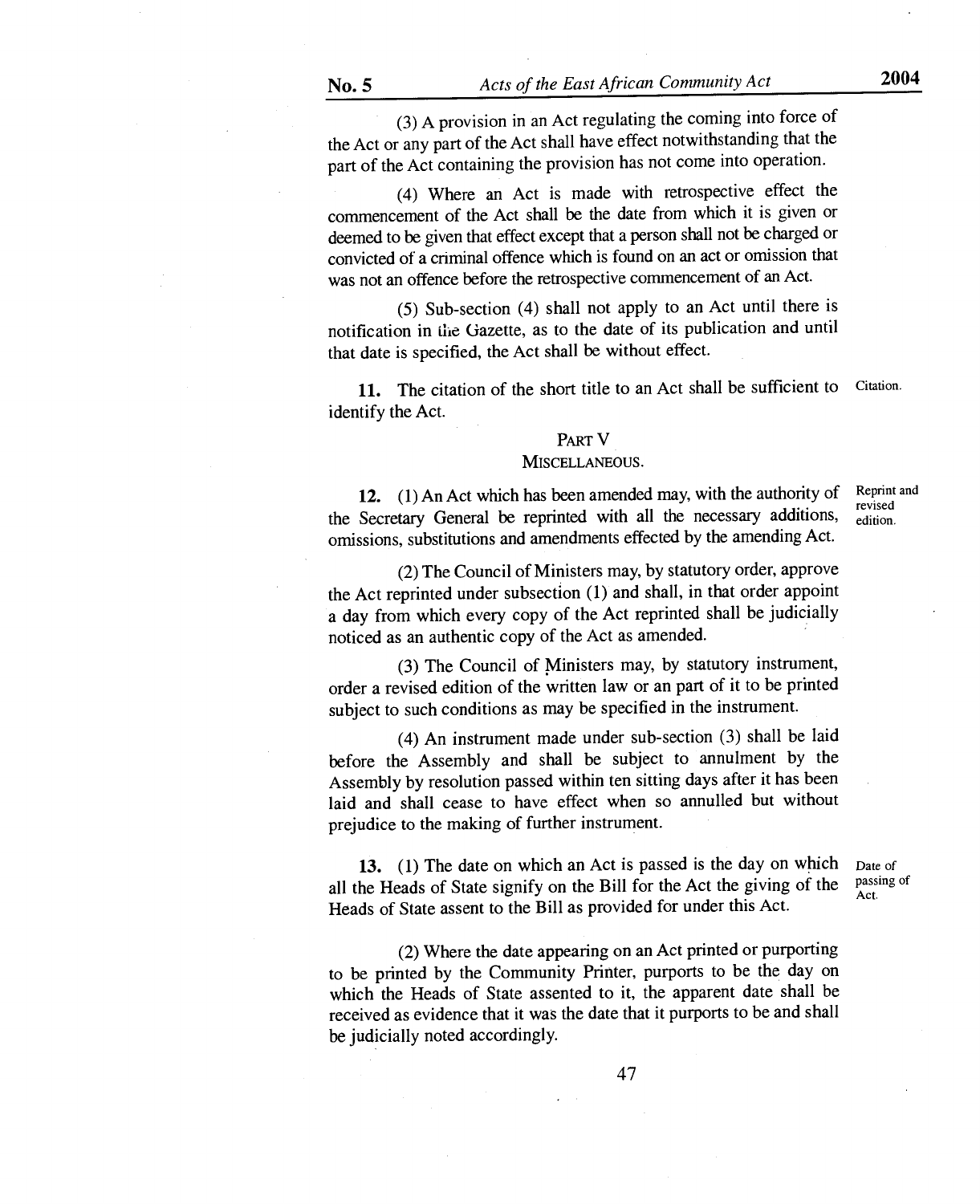(3) A provision in an Act regulating the coming into force of the Act or any part of the Act shall have effect notwithstanding that the part of the Act containing the provision has not come into operation.

(4) Where an Act is made with retrospective effect the commencement of the Act shall be the date from which it is given or deemed to be given that effect except that a person shall not be charged or convicted of a criminal offence which is found on an act or omission that was not an offence before the retrospective commencement of an Act.

(5) Sub-section (4) shall not apply to an Act until there is notification in the Gazette, as to the date of its publication and until that date is specified, the Act shall be without effect.

Citation.

**11.** The citation of the short title to an Act shall be sufficient to identify the Act.

PART V

MISCELLANEOUS.

Reprint and revised edition.

**12.** (1) An Act which has been amended may, with the authority of the Secretary General be reprinted with all the necessary additions, omissions, substitutions and amendments effected by the amending Act.

(2) The Council of Ministers may, by statutory order, approve the Act reprinted under subsection (1) and shall, in that order appoint a day from which every copy of the Act reprinted shall be judicially noticed as an authentic copy of the Act as amended.

(3) The Council of Ministers may, by statutory instrument, order a revised edition of the written law or an part of it to be printed subject to such conditions as may be specified in the instrument.

(4) An instrument made under sub-section (3) shall be laid before the Assembly and shall be subject to annulment by the Assembly by resolution passed within ten sitting days after it has been laid and shall cease to have effect when so annulled but without prejudice to the making of further instrument.

Date of passing of Act.

**13.** (1) The date on which an Act is passed is the day on which all the Heads of State signify on the Bill for the Act the giving of the Heads of State assent to the Bill as provided for under this Act.

(2) Where the date appearing on an Act printed or purporting to be printed by the Community Printer, purports to be the day on which the Heads of State assented to it, the apparent date shall be received as evidence that it was the date that it purports to be and shall be judicially noted accordingly.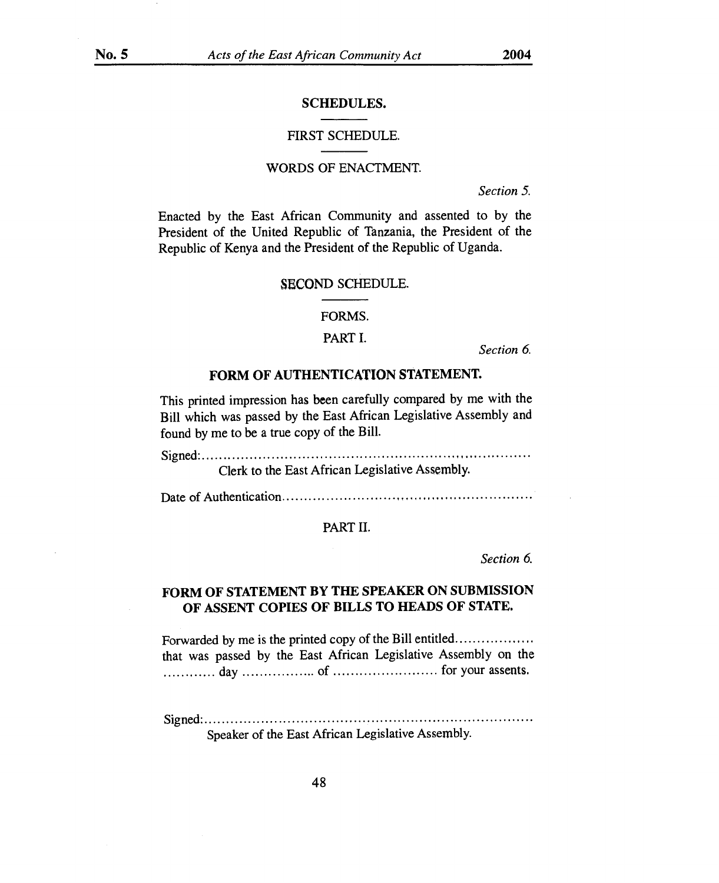## SCHEDULES.

### FIRST SCHEDULE.

#### WORDS OF ENACTMENT.

*Section 5.*

Enacted by the East African Community and assented to by the President of the United Republic of Tanzania, the President of the Republic of Kenya and the President of the Republic of Uganda.

### SECOND SCHEDULE.

#### FORMS.

#### PART I.

*Section 6.*

**FORM OF AUTHENTICATION STATEMENT.**

This printed impression has been carefully compared by me with the Bill which was passed by the East African Legislative Assembly and found by me to be a true copy of the Bill.

Signed:.........................................................................

Clerk to the East African Legislative Assembly.

Date of Authentication.........................................................

#### PART II.

*Section 6.*

**FORM OF STATEMENT BY THE SPEAKER ON SUBMISSION OF ASSENT COPIES OF BILLS TO HEADS OF STATE.**

Forwarded by me is the printed copy of the Bill entitled................. that was passed by the East African Legislative Assembly on the ............ day ................. of ........................ for your assents.

Signed:.........................................................................

Speaker of the East African Legislative Assembly.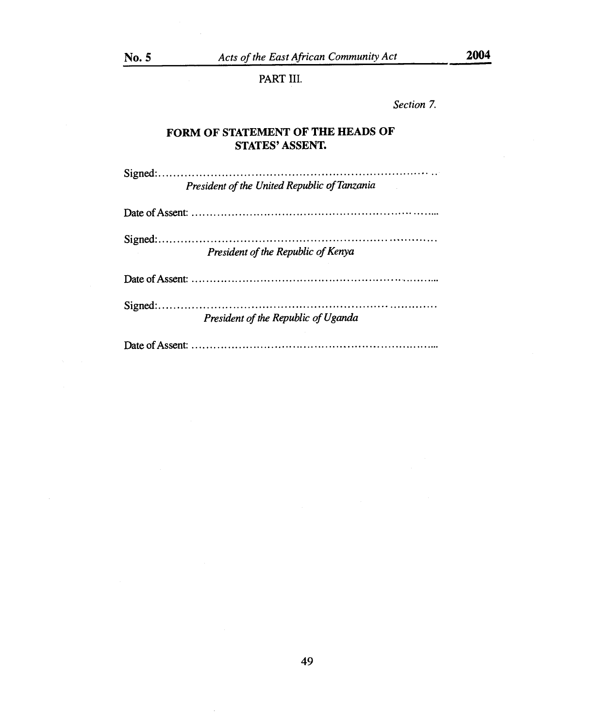PART III.

*Section 7.*

## FORM OF STATEMENT OF THE HEADS OF STATES' ASSENT.

Signed:.........................................................................

*President of the United Republic of Tanzania*

Date of Assent: ..................................................................

Signed:.........................................................................

*President of the Republic of Kenya*

Date of Assent: ..................................................................

Signed:.........................................................................

*President of the Republic of Uganda*

Date of Assent: ..................................................................